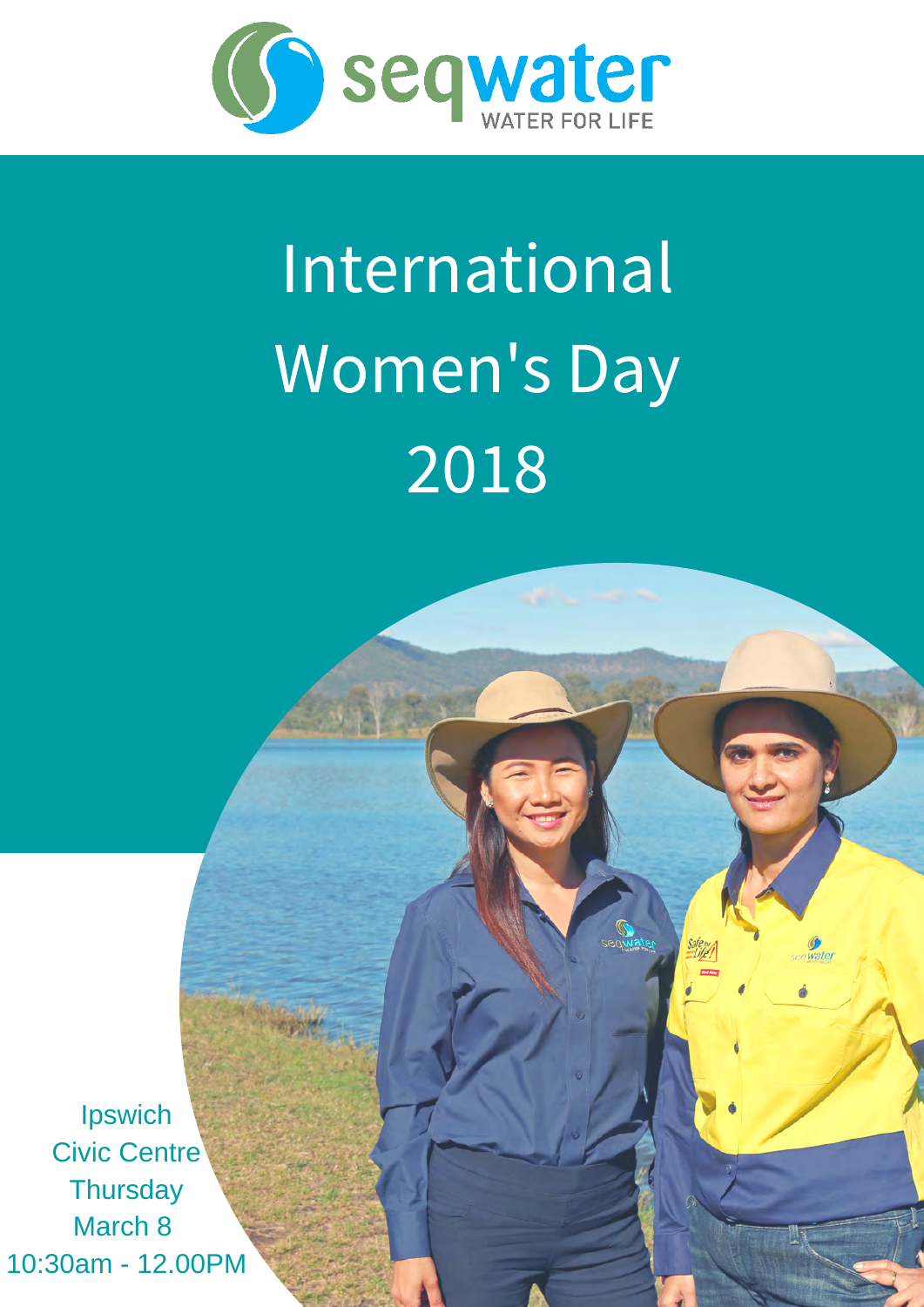seqwater

WATER FOR LIFE

# International Women's Day 2018

Ipswich
Civic Centre
Thursday
March 8
10:30am - 12.00PM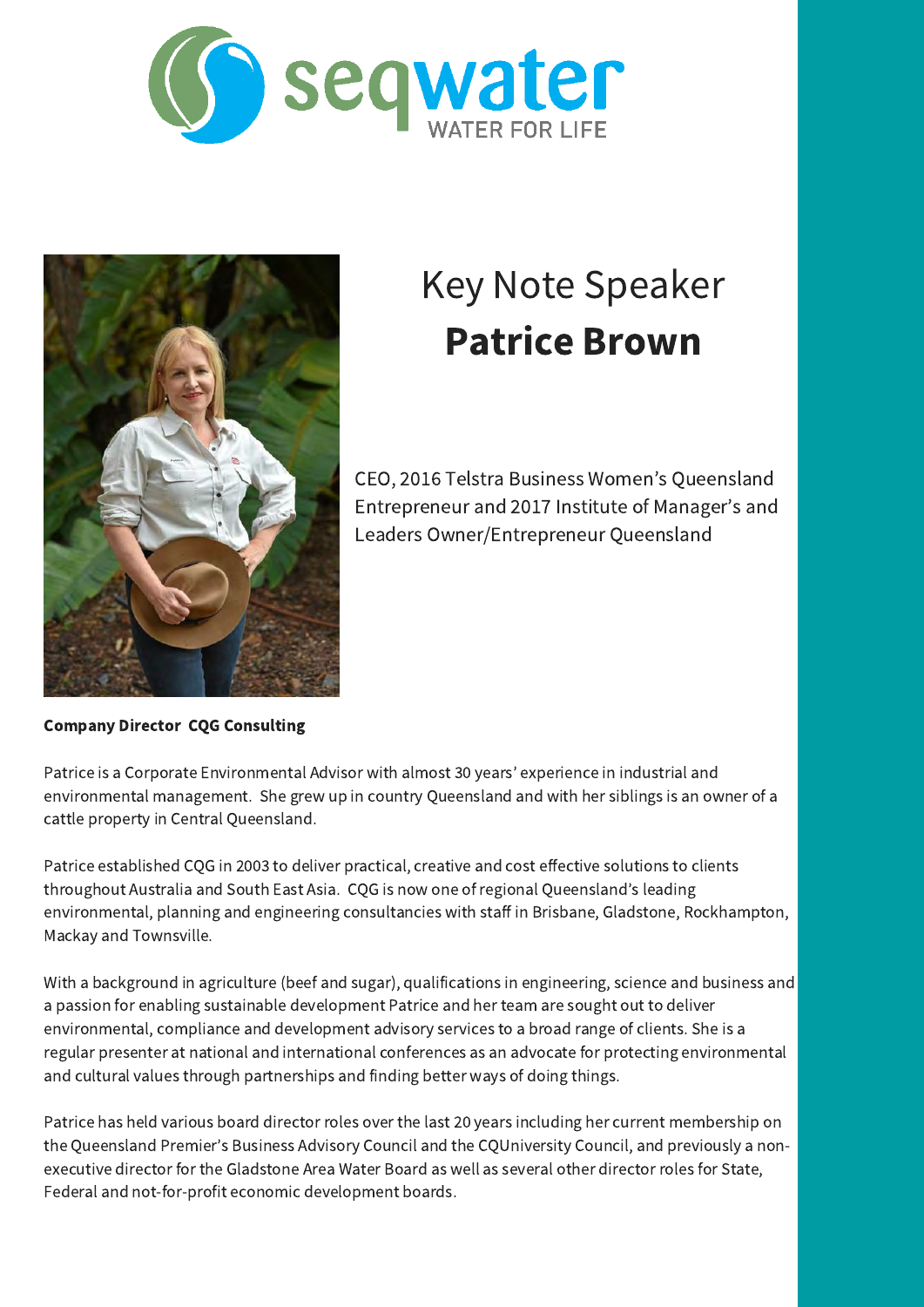seqwater

WATER FOR LIFE

# Key Note Speaker

# Patrice Brown

CEO, 2016 Telstra Business Women's Queensland Entrepreneur and 2017 Institute of Manager's and Leaders Owner/Entrepreneur Queensland

**Company Director CQG Consulting**

Patrice is a Corporate Environmental Advisor with almost 30 years' experience in industrial and environmental management. She grew up in country Queensland and with her siblings is an owner of a cattle property in Central Queensland.

Patrice established CQG in 2003 to deliver practical, creative and cost effective solutions to clients throughout Australia and South East Asia. CQG is now one of regional Queensland's leading environmental, planning and engineering consultancies with staff in Brisbane, Gladstone, Rockhampton, Mackay and Townsville.

With a background in agriculture (beef and sugar), qualifications in engineering, science and business and a passion for enabling sustainable development Patrice and her team are sought out to deliver environmental, compliance and development advisory services to a broad range of clients. She is a regular presenter at national and international conferences as an advocate for protecting environmental and cultural values through partnerships and finding better ways of doing things.

Patrice has held various board director roles over the last 20 years including her current membership on the Queensland Premier's Business Advisory Council and the CQUniversity Council, and previously a non-executive director for the Gladstone Area Water Board as well as several other director roles for State, Federal and not-for-profit economic development boards.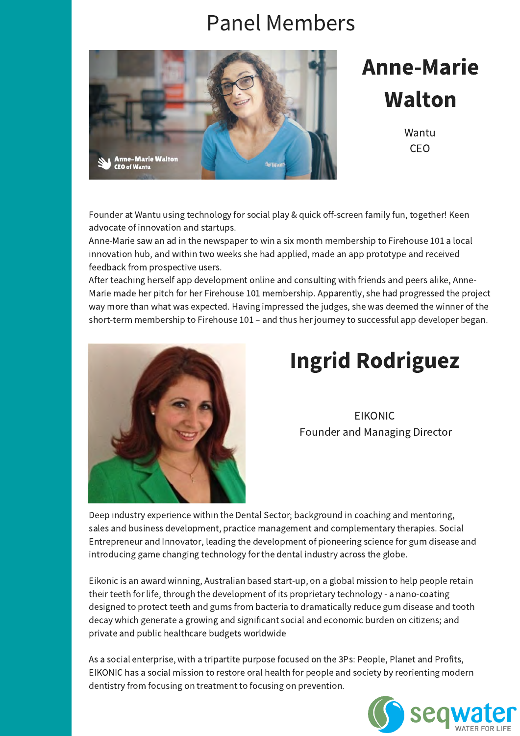# Panel Members

## Anne-Marie Walton

Wantu
CEO

Founder at Wantu using technology for social play & quick off-screen family fun, together! Keen advocate of innovation and startups.
Anne-Marie saw an ad in the newspaper to win a six month membership to Firehouse 101 a local innovation hub, and within two weeks she had applied, made an app prototype and received feedback from prospective users.
After teaching herself app development online and consulting with friends and peers alike, Anne-Marie made her pitch for her Firehouse 101 membership. Apparently, she had progressed the project way more than what was expected. Having impressed the judges, she was deemed the winner of the short-term membership to Firehouse 101 – and thus her journey to successful app developer began.

## Ingrid Rodriguez

EIKONIC
Founder and Managing Director

Deep industry experience within the Dental Sector; background in coaching and mentoring, sales and business development, practice management and complementary therapies. Social Entrepreneur and Innovator, leading the development of pioneering science for gum disease and introducing game changing technology for the dental industry across the globe.

Eikonic is an award winning, Australian based start-up, on a global mission to help people retain their teeth for life, through the development of its proprietary technology - a nano-coating designed to protect teeth and gums from bacteria to dramatically reduce gum disease and tooth decay which generate a growing and significant social and economic burden on citizens; and private and public healthcare budgets worldwide

As a social enterprise, with a tripartite purpose focused on the 3Ps: People, Planet and Profits, EIKONIC has a social mission to restore oral health for people and society by reorienting modern dentistry from focusing on treatment to focusing on prevention.